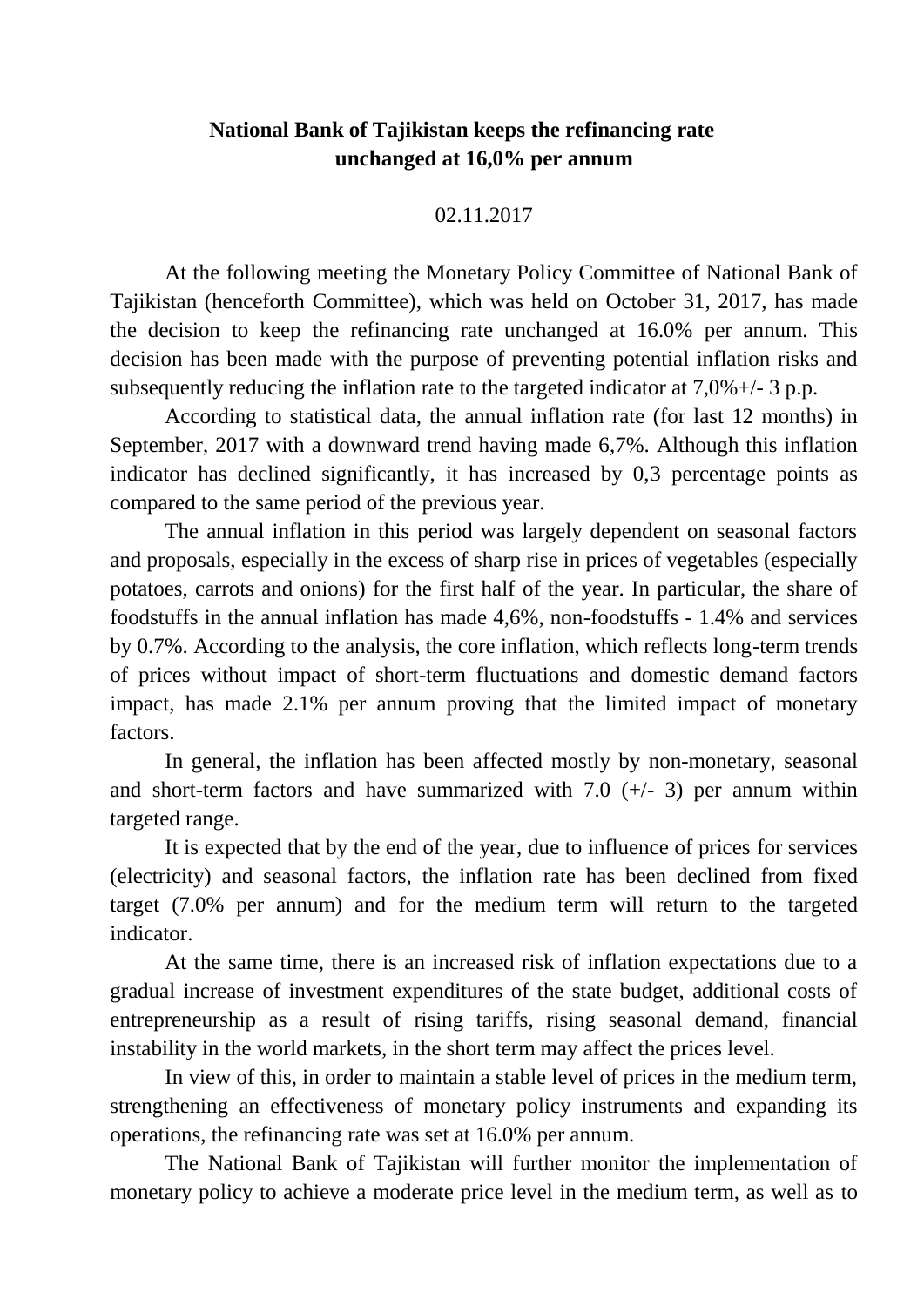# National Bank of Tajikistan keeps the refinancing rate unchanged at 16,0% per annum

02.11.2017

At the following meeting the Monetary Policy Committee of National Bank of Tajikistan (henceforth Committee), which was held on October 31, 2017, has made the decision to keep the refinancing rate unchanged at 16.0% per annum. This decision has been made with the purpose of preventing potential inflation risks and subsequently reducing the inflation rate to the targeted indicator at 7,0%+/- 3 p.p.

According to statistical data, the annual inflation rate (for last 12 months) in September, 2017 with a downward trend having made 6,7%. Although this inflation indicator has declined significantly, it has increased by 0,3 percentage points as compared to the same period of the previous year.

The annual inflation in this period was largely dependent on seasonal factors and proposals, especially in the excess of sharp rise in prices of vegetables (especially potatoes, carrots and onions) for the first half of the year. In particular, the share of foodstuffs in the annual inflation has made 4,6%, non-foodstuffs - 1.4% and services by 0.7%. According to the analysis, the core inflation, which reflects long-term trends of prices without impact of short-term fluctuations and domestic demand factors impact, has made 2.1% per annum proving that the limited impact of monetary factors.

In general, the inflation has been affected mostly by non-monetary, seasonal and short-term factors and have summarized with 7.0 (+/- 3) per annum within targeted range.

It is expected that by the end of the year, due to influence of prices for services (electricity) and seasonal factors, the inflation rate has been declined from fixed target (7.0% per annum) and for the medium term will return to the targeted indicator.

At the same time, there is an increased risk of inflation expectations due to a gradual increase of investment expenditures of the state budget, additional costs of entrepreneurship as a result of rising tariffs, rising seasonal demand, financial instability in the world markets, in the short term may affect the prices level.

In view of this, in order to maintain a stable level of prices in the medium term, strengthening an effectiveness of monetary policy instruments and expanding its operations, the refinancing rate was set at 16.0% per annum.

The National Bank of Tajikistan will further monitor the implementation of monetary policy to achieve a moderate price level in the medium term, as well as to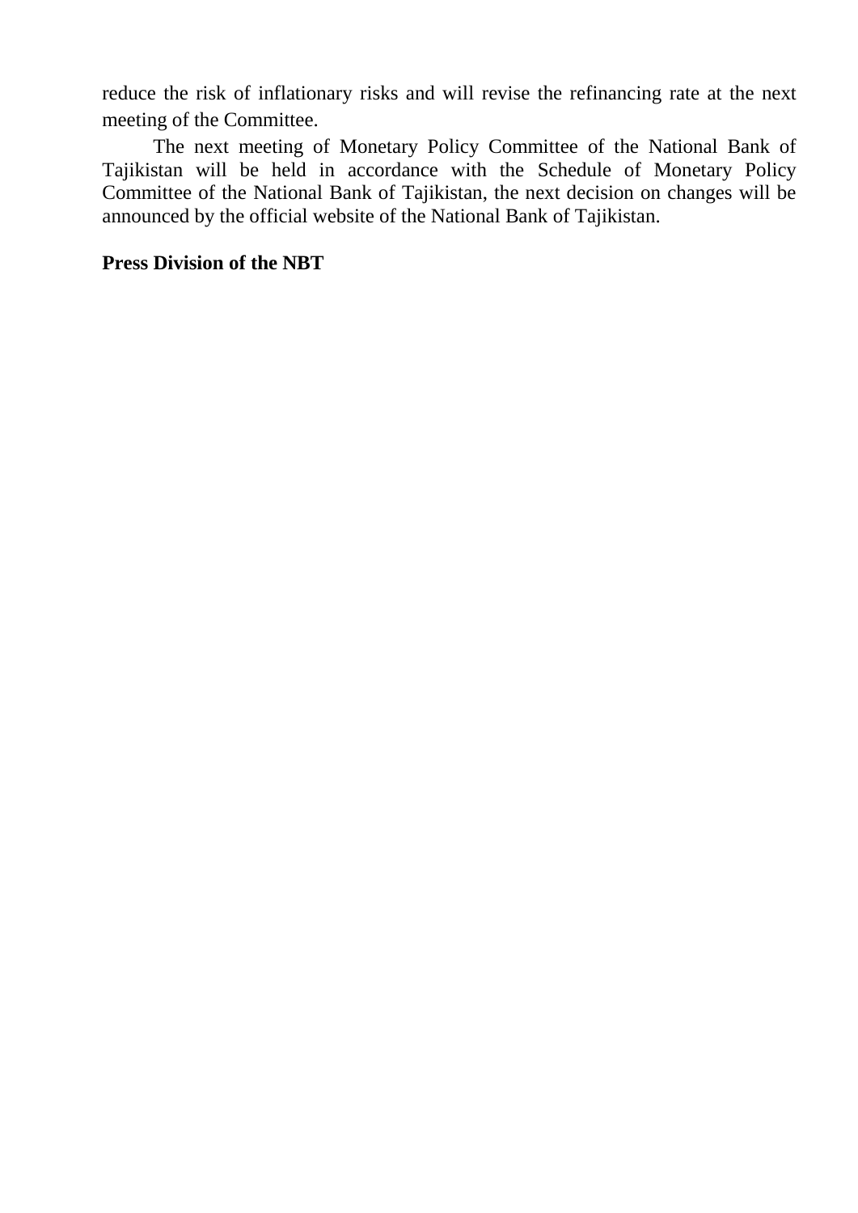reduce the risk of inflationary risks and will revise the refinancing rate at the next meeting of the Committee.

The next meeting of Monetary Policy Committee of the National Bank of Tajikistan will be held in accordance with the Schedule of Monetary Policy Committee of the National Bank of Tajikistan, the next decision on changes will be announced by the official website of the National Bank of Tajikistan.

**Press Division of the NBT**